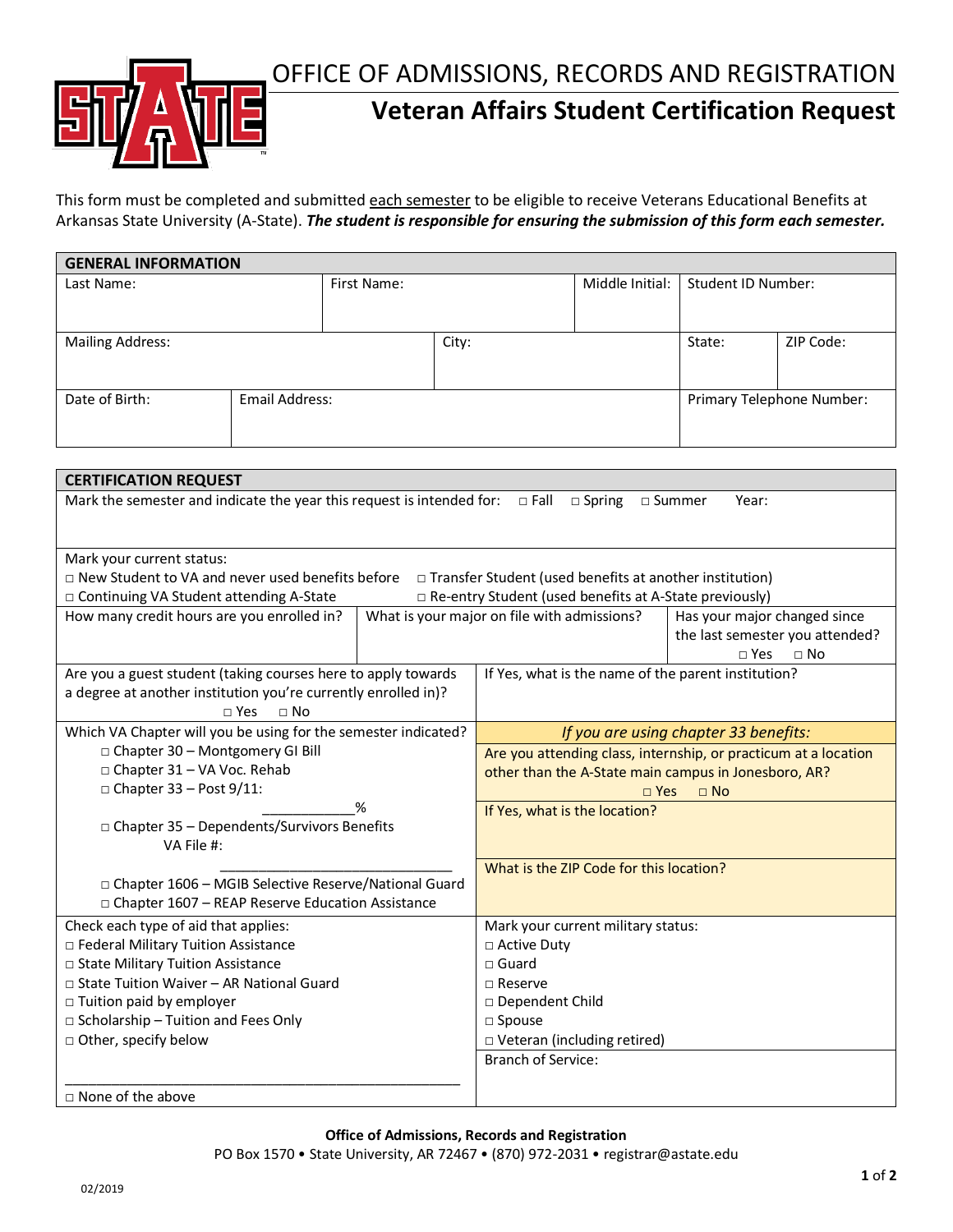# OFFICE OF ADMISSIONS, RECORDS AND REGISTRATION

## Veteran Affairs Student Certification Request

This form must be completed and submitted each semester to be eligible to receive Veterans Educational Benefits at Arkansas State University (A-State). ***The student is responsible for ensuring the submission of this form each semester.***

**GENERAL INFORMATION**

| Last Name: | First Name: | Middle Initial: | Student ID Number: |
|---|---|---|---|
| | | | |

| Mailing Address: | City: | State: | ZIP Code: |
|---|---|---|---|
| | | | |

| Date of Birth: | Email Address: | Primary Telephone Number: |
|---|---|---|
| | | |

**CERTIFICATION REQUEST**

Mark the semester and indicate the year this request is intended for: □ Fall □ Spring □ Summer Year:

Mark your current status:
- □ New Student to VA and never used benefits before
- □ Transfer Student (used benefits at another institution)
- □ Continuing VA Student attending A-State
- □ Re-entry Student (used benefits at A-State previously)

| How many credit hours are you enrolled in? | What is your major on file with admissions? | Has your major changed since the last semester you attended? □ Yes □ No |
|---|---|---|
| | | |

| Are you a guest student (taking courses here to apply towards a degree at another institution you're currently enrolled in)? □ Yes □ No | If Yes, what is the name of the parent institution? |
|---|---|
| | |

Which VA Chapter will you be using for the semester indicated?
- □ Chapter 30 – Montgomery GI Bill
- □ Chapter 31 – VA Voc. Rehab
- □ Chapter 33 – Post 9/11: ____________%
- □ Chapter 35 – Dependents/Survivors Benefits
  VA File #: ______________________________
- □ Chapter 1606 – MGIB Selective Reserve/National Guard
- □ Chapter 1607 – REAP Reserve Education Assistance

*If you are using chapter 33 benefits:*

Are you attending class, internship, or practicum at a location other than the A-State main campus in Jonesboro, AR? □ Yes □ No

If Yes, what is the location?

What is the ZIP Code for this location?

Check each type of aid that applies:
- □ Federal Military Tuition Assistance
- □ State Military Tuition Assistance
- □ State Tuition Waiver – AR National Guard
- □ Tuition paid by employer
- □ Scholarship – Tuition and Fees Only
- □ Other, specify below

  ________________________________________________
- □ None of the above

Mark your current military status:
- □ Active Duty
- □ Guard
- □ Reserve
- □ Dependent Child
- □ Spouse
- □ Veteran (including retired)

Branch of Service:

**Office of Admissions, Records and Registration**
PO Box 1570 • State University, AR 72467 • (870) 972-2031 • registrar@astate.edu

02/2019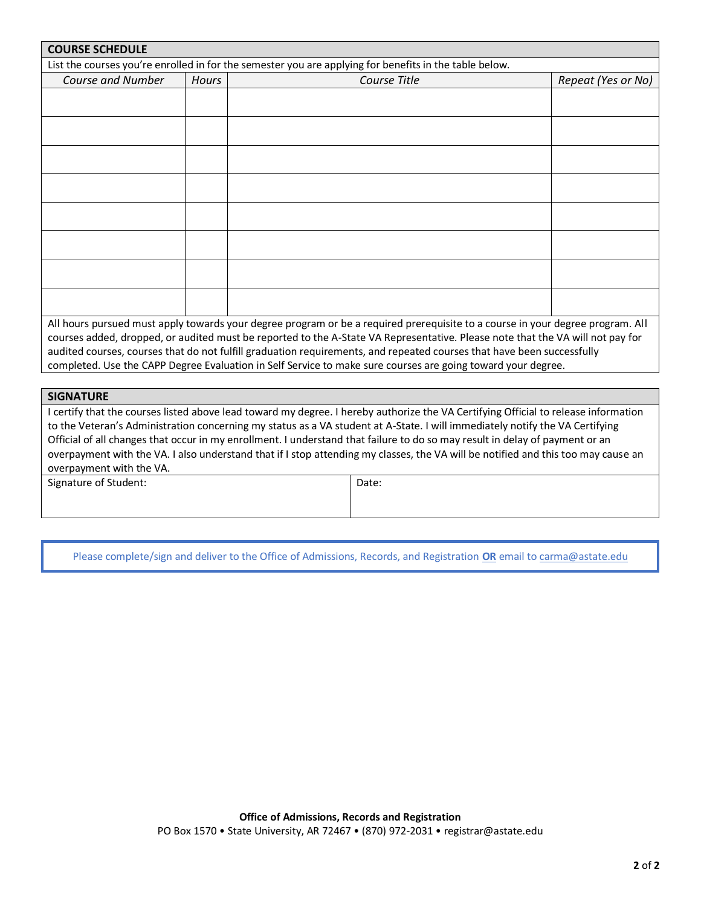## COURSE SCHEDULE

List the courses you're enrolled in for the semester you are applying for benefits in the table below.

| *Course and Number* | *Hours* | *Course Title* | *Repeat (Yes or No)* |
|---|---|---|---|
| | | | |
| | | | |
| | | | |
| | | | |
| | | | |
| | | | |
| | | | |
| | | | |

All hours pursued must apply towards your degree program or be a required prerequisite to a course in your degree program. All courses added, dropped, or audited must be reported to the A-State VA Representative. Please note that the VA will not pay for audited courses, courses that do not fulfill graduation requirements, and repeated courses that have been successfully completed. Use the CAPP Degree Evaluation in Self Service to make sure courses are going toward your degree.

## SIGNATURE

I certify that the courses listed above lead toward my degree. I hereby authorize the VA Certifying Official to release information to the Veteran's Administration concerning my status as a VA student at A-State. I will immediately notify the VA Certifying Official of all changes that occur in my enrollment. I understand that failure to do so may result in delay of payment or an overpayment with the VA. I also understand that if I stop attending my classes, the VA will be notified and this too may cause an overpayment with the VA.

| Signature of Student: | Date: |
|---|---|
| | |

Please complete/sign and deliver to the Office of Admissions, Records, and Registration **OR** email to carma@astate.edu

**Office of Admissions, Records and Registration**
PO Box 1570 • State University, AR 72467 • (870) 972-2031 • registrar@astate.edu